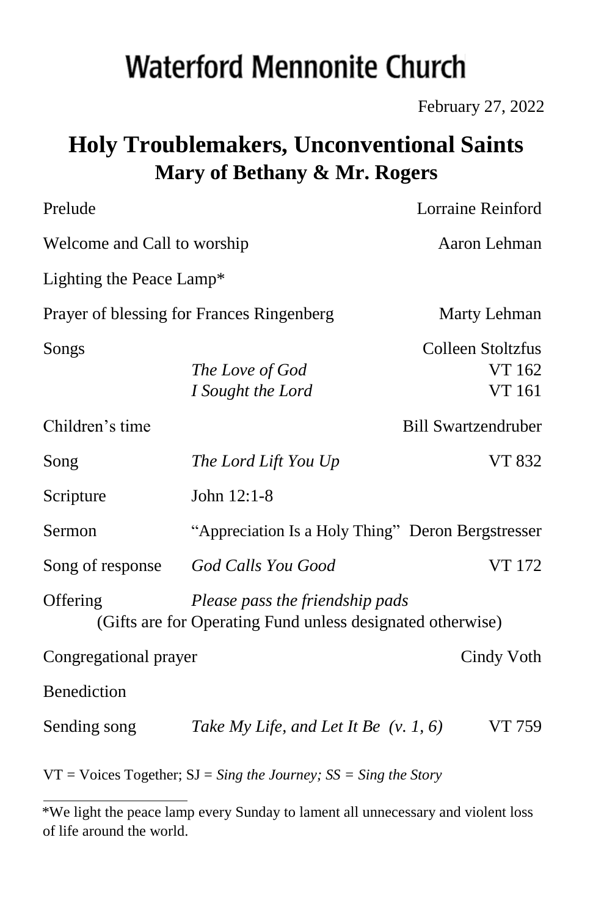# Waterford Mennonite Church

February 27, 2022

## Holy Troublemakers, Unconventional Saints
### Mary of Bethany & Mr. Rogers

| | | |
|---|---|---|
| Prelude | | Lorraine Reinford |
| Welcome and Call to worship | | Aaron Lehman |
| Lighting the Peace Lamp* | | |
| Prayer of blessing for Frances Ringenberg | | Marty Lehman |
| Songs | | Colleen Stoltzfus |
| | *The Love of God* | VT 162 |
| | *I Sought the Lord* | VT 161 |
| Children's time | | Bill Swartzendruber |
| Song | *The Lord Lift You Up* | VT 832 |
| Scripture | John 12:1-8 | |
| Sermon | "Appreciation Is a Holy Thing" | Deron Bergstresser |
| Song of response | *God Calls You Good* | VT 172 |
| Offering | *Please pass the friendship pads* | |
| | (Gifts are for Operating Fund unless designated otherwise) | |
| Congregational prayer | | Cindy Voth |
| Benediction | | |
| Sending song | *Take My Life, and Let It Be (v. 1, 6)* | VT 759 |

VT = Voices Together; SJ = *Sing the Journey; SS = Sing the Story*

---

*We light the peace lamp every Sunday to lament all unnecessary and violent loss of life around the world.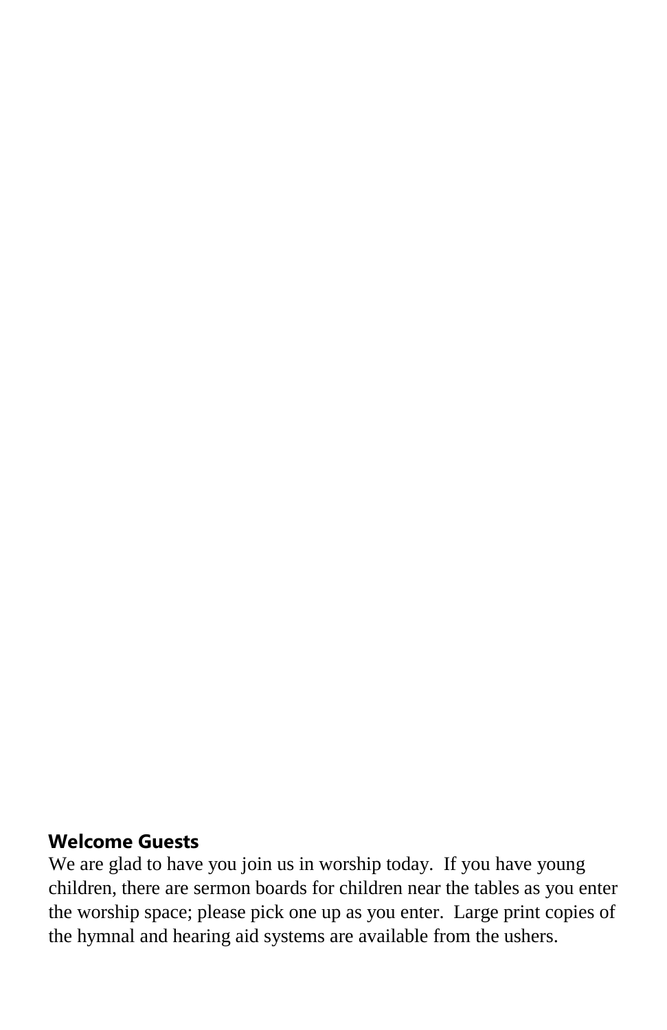**Welcome Guests**

We are glad to have you join us in worship today.  If you have young children, there are sermon boards for children near the tables as you enter the worship space; please pick one up as you enter.  Large print copies of the hymnal and hearing aid systems are available from the ushers.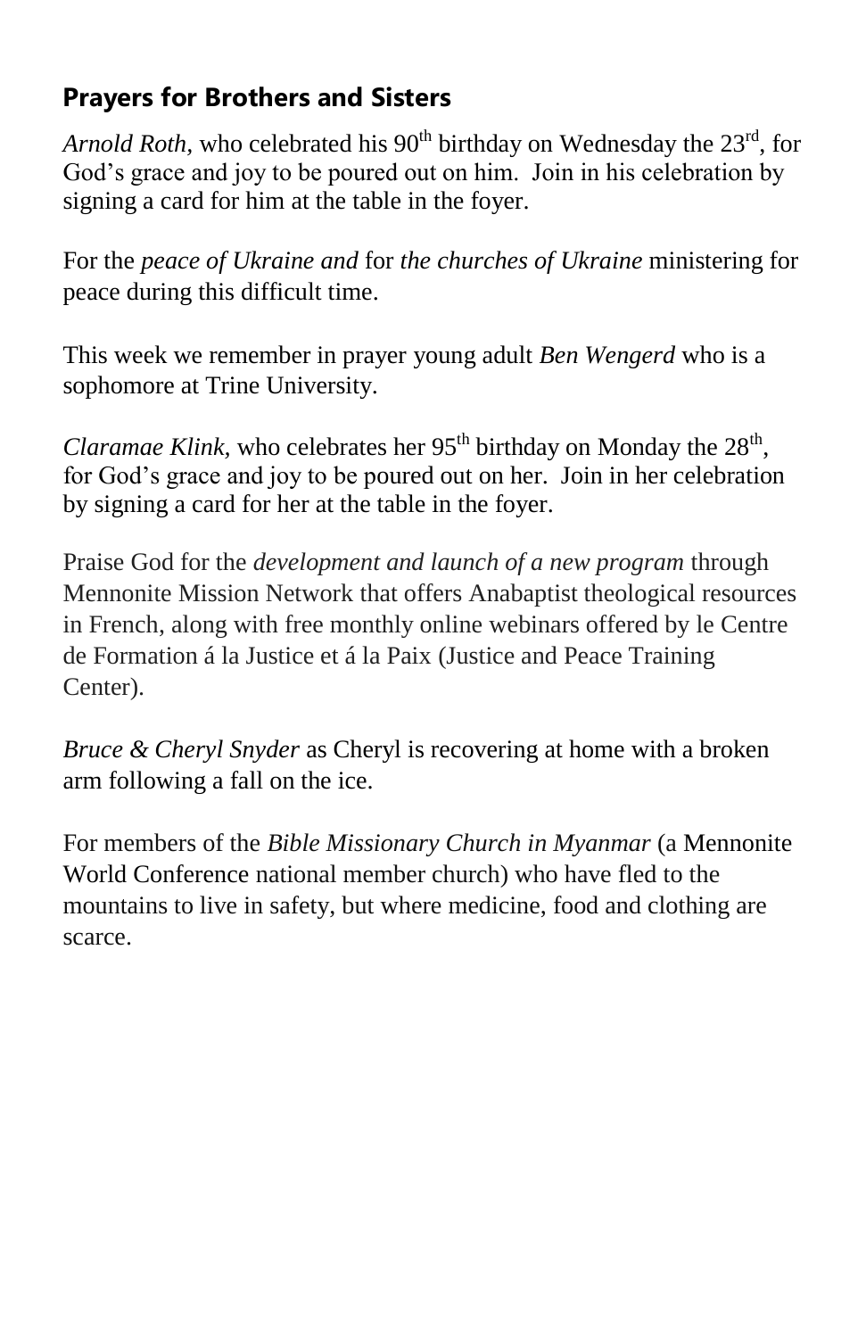## Prayers for Brothers and Sisters

*Arnold Roth*, who celebrated his 90th birthday on Wednesday the 23rd, for God's grace and joy to be poured out on him. Join in his celebration by signing a card for him at the table in the foyer.

For the *peace of Ukraine and* for *the churches of Ukraine* ministering for peace during this difficult time.

This week we remember in prayer young adult *Ben Wengerd* who is a sophomore at Trine University.

*Claramae Klink,* who celebrates her 95th birthday on Monday the 28th, for God's grace and joy to be poured out on her. Join in her celebration by signing a card for her at the table in the foyer.

Praise God for the *development and launch of a new program* through Mennonite Mission Network that offers Anabaptist theological resources in French, along with free monthly online webinars offered by le Centre de Formation á la Justice et á la Paix (Justice and Peace Training Center).

*Bruce & Cheryl Snyder* as Cheryl is recovering at home with a broken arm following a fall on the ice.

For members of the *Bible Missionary Church in Myanmar* (a Mennonite World Conference national member church) who have fled to the mountains to live in safety, but where medicine, food and clothing are scarce.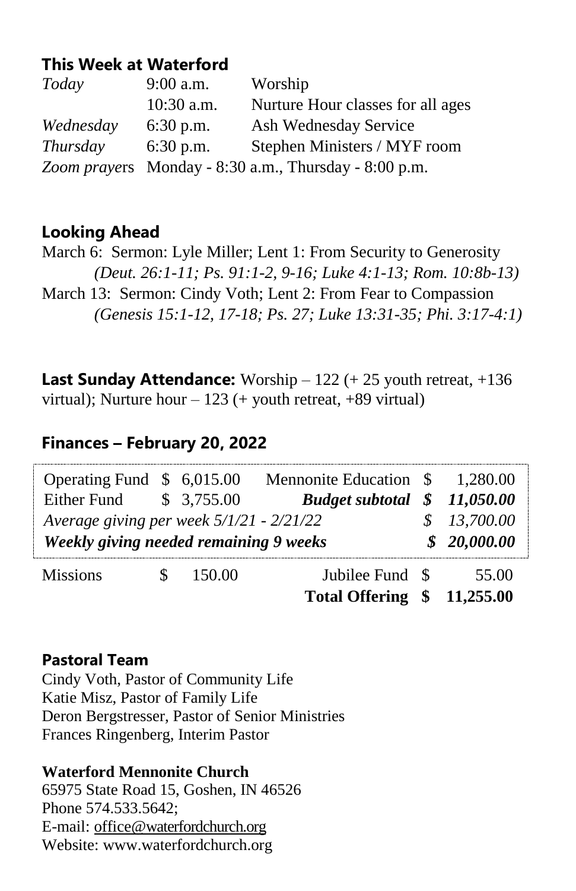## This Week at Waterford

| | | |
|---|---|---|
| *Today* | 9:00 a.m. | Worship |
| | 10:30 a.m. | Nurture Hour classes for all ages |
| *Wednesday* | 6:30 p.m. | Ash Wednesday Service |
| *Thursday* | 6:30 p.m. | Stephen Ministers / MYF room |
| *Zoom prayer*s | Monday - 8:30 a.m., Thursday - 8:00 p.m. | |

## Looking Ahead

March 6: Sermon: Lyle Miller; Lent 1: From Security to Generosity
*(Deut. 26:1-11; Ps. 91:1-2, 9-16; Luke 4:1-13; Rom. 10:8b-13)*

March 13: Sermon: Cindy Voth; Lent 2: From Fear to Compassion
*(Genesis 15:1-12, 17-18; Ps. 27; Luke 13:31-35; Phi. 3:17-4:1)*

**Last Sunday Attendance:** Worship – 122 (+ 25 youth retreat, +136 virtual); Nurture hour – 123 (+ youth retreat, +89 virtual)

## Finances – February 20, 2022

| | | | |
|---|---|---|---|
| Operating Fund | $ 6,015.00 | Mennonite Education | $ 1,280.00 |
| Either Fund | $ 3,755.00 | ***Budget subtotal*** | ***$ 11,050.00*** |
| *Average giving per week 5/1/21 - 2/21/22* | | | *$ 13,700.00* |
| ***Weekly giving needed remaining 9 weeks*** | | | ***$ 20,000.00*** |
| Missions | $ 150.00 | Jubilee Fund | $ 55.00 |
| | | **Total Offering** | **$ 11,255.00** |

## Pastoral Team

Cindy Voth, Pastor of Community Life
Katie Misz, Pastor of Family Life
Deron Bergstresser, Pastor of Senior Ministries
Frances Ringenberg, Interim Pastor

**Waterford Mennonite Church**
65975 State Road 15, Goshen, IN 46526
Phone 574.533.5642;
E-mail: office@waterfordchurch.org
Website: www.waterfordchurch.org